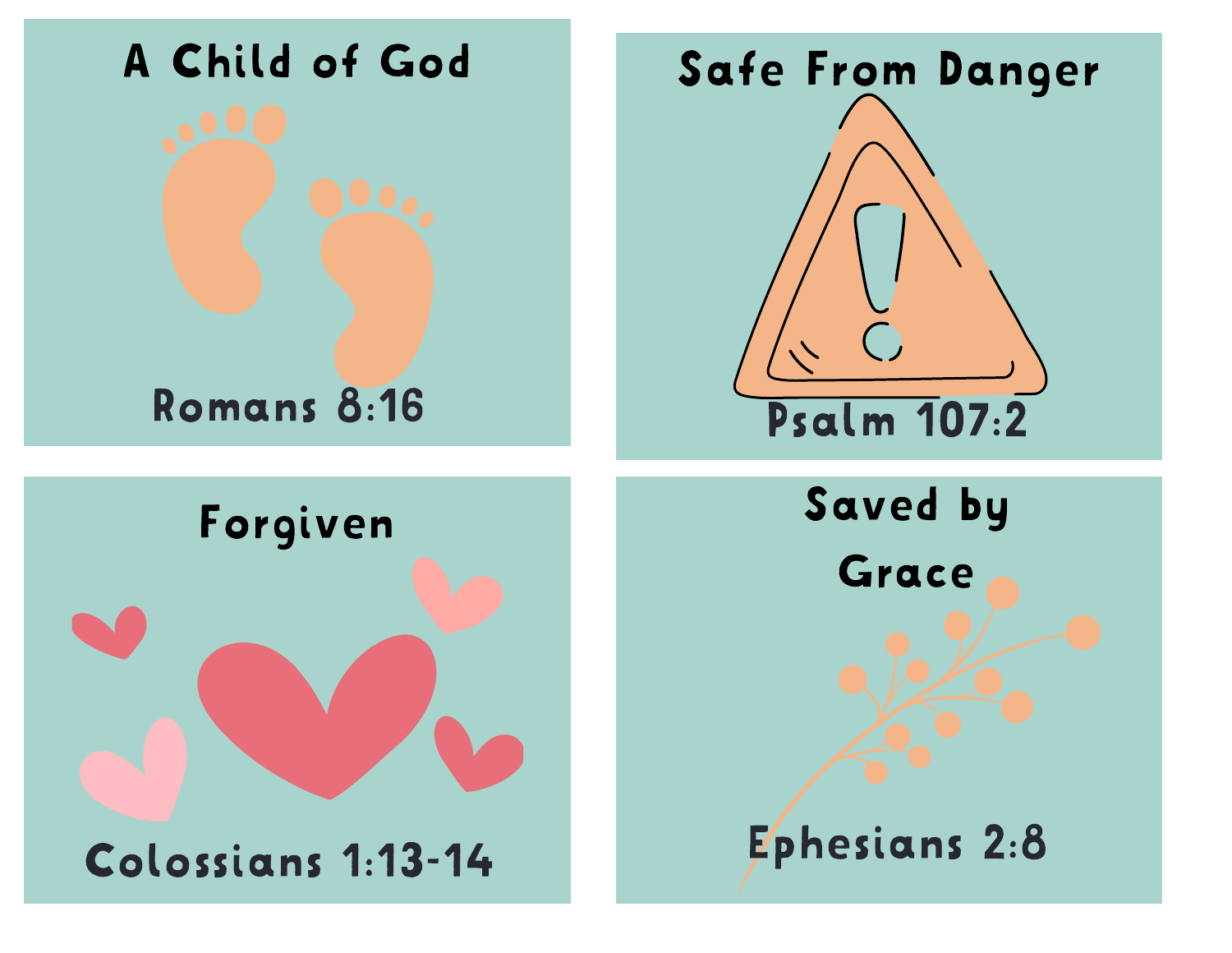## A Child of God

Romans 8:16

## Safe From Danger

Psalm 107:2

## Forgiven

Colossians 1:13-14

## Saved by Grace

Ephesians 2:8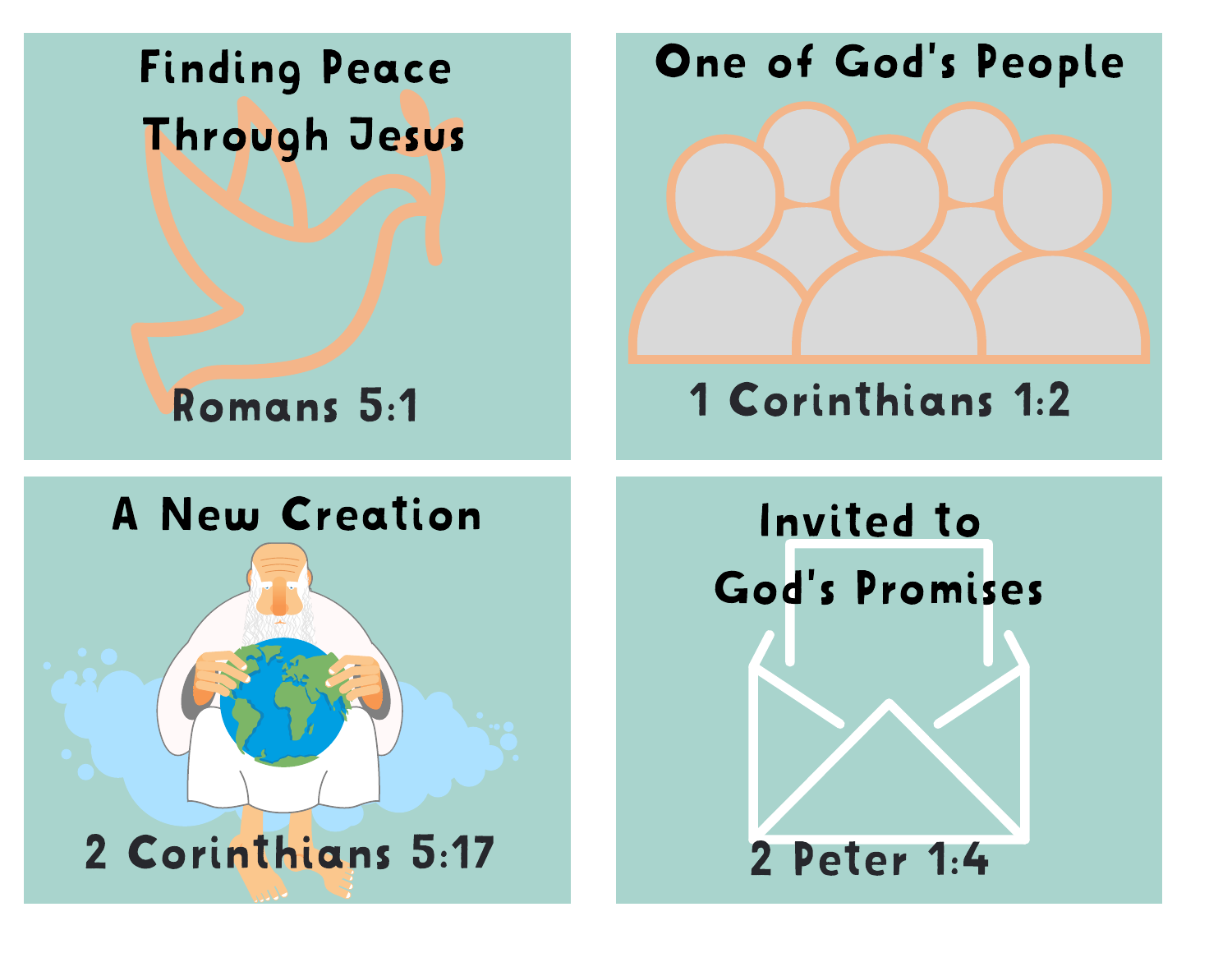## Finding Peace Through Jesus

Romans 5:1

## One of God's People

1 Corinthians 1:2

## A New Creation

2 Corinthians 5:17

## Invited to God's Promises

2 Peter 1:4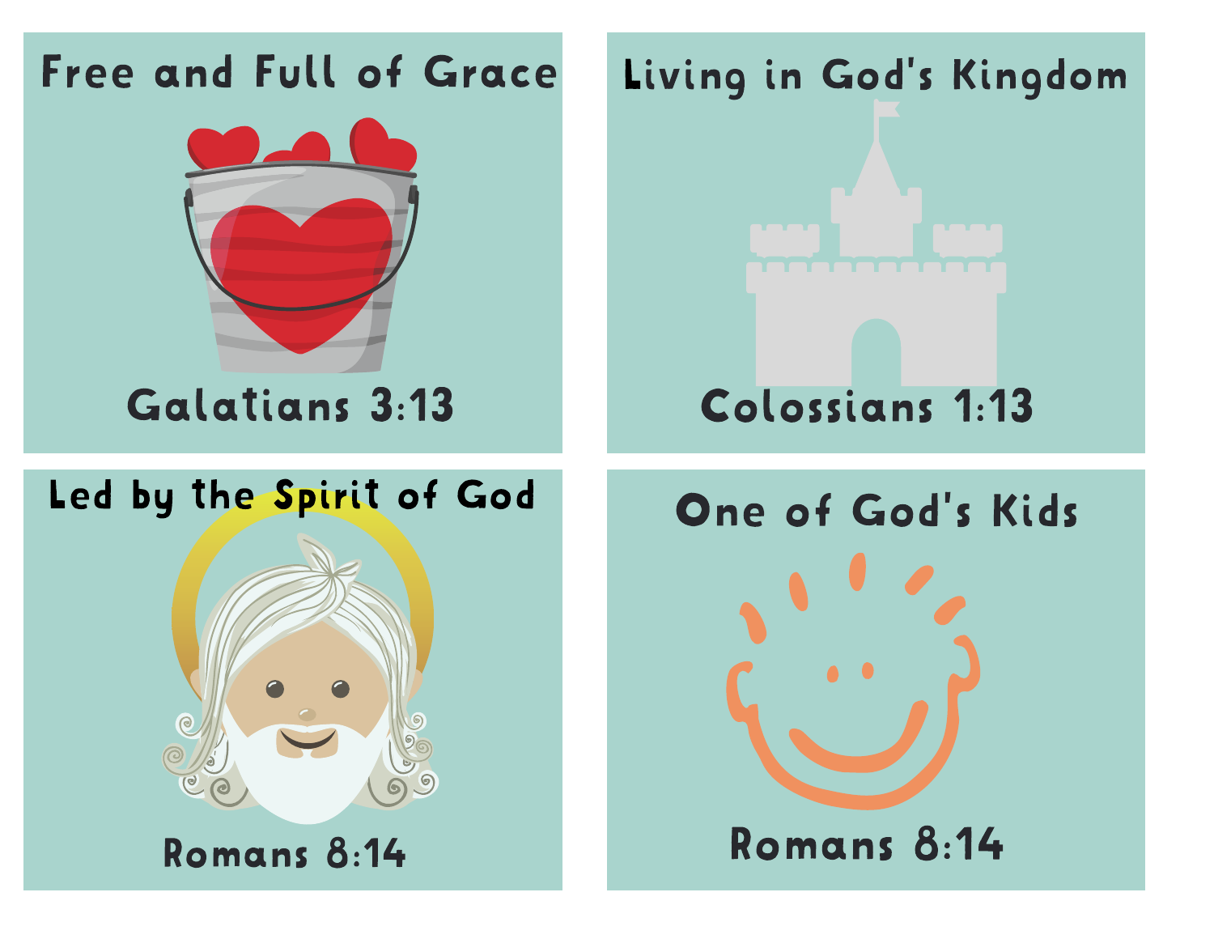Free and Full of Grace

Galatians 3:13

Living in God's Kingdom

Colossians 1:13

Led by the Spirit of God

Romans 8:14

One of God's Kids

Romans 8:14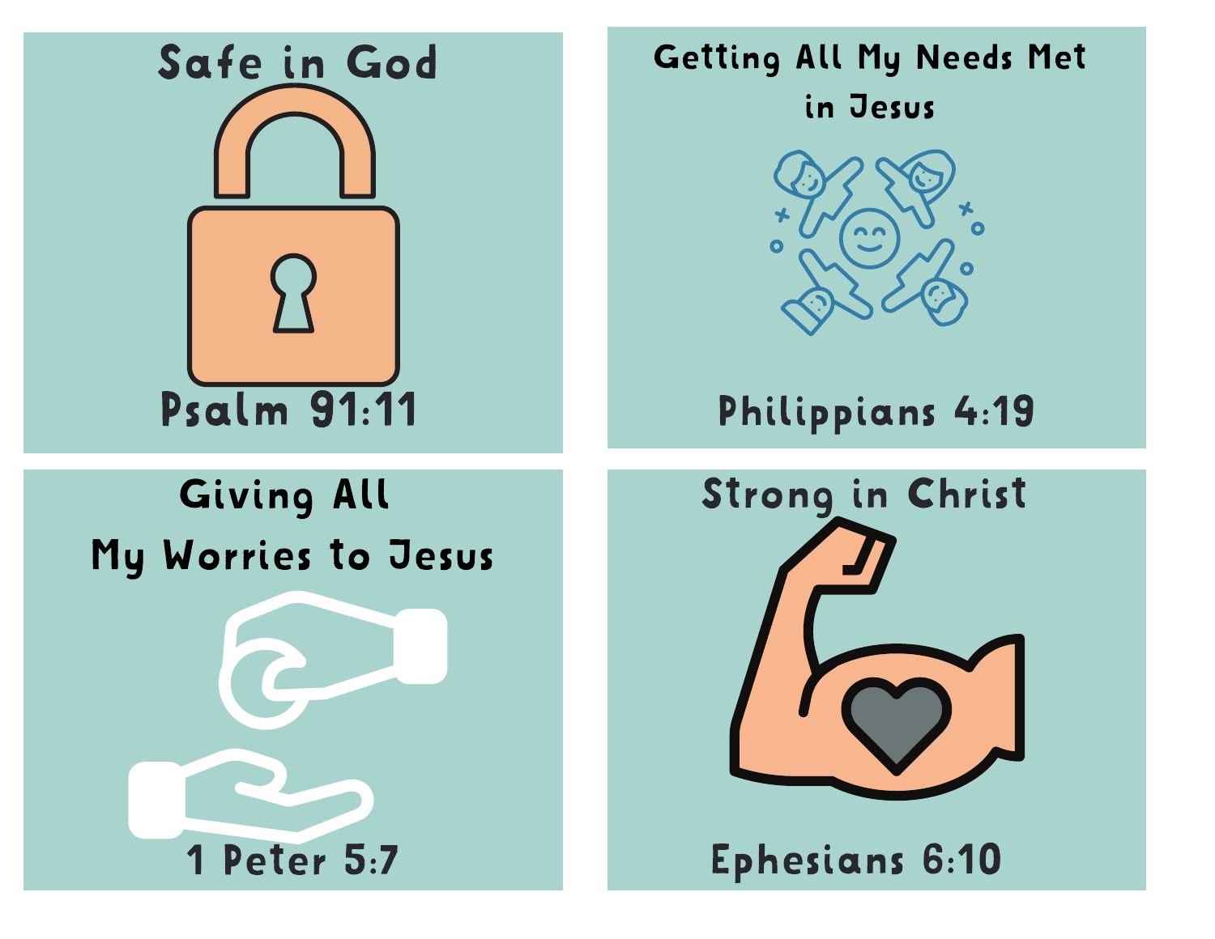## Safe in God

Psalm 91:11

## Getting All My Needs Met in Jesus

Philippians 4:19

## Giving All My Worries to Jesus

1 Peter 5:7

## Strong in Christ

Ephesians 6:10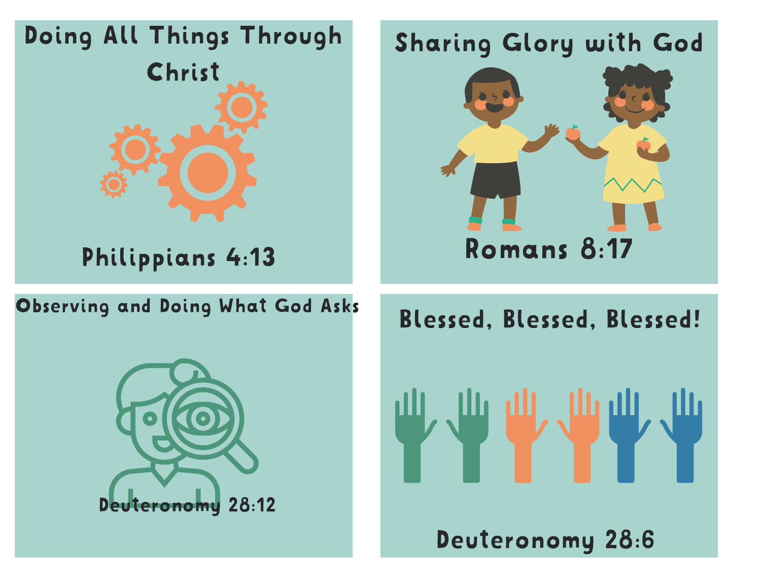## Doing All Things Through Christ

Philippians 4:13

## Sharing Glory with God

Romans 8:17

## Observing and Doing What God Asks

Deuteronomy 28:12

## Blessed, Blessed, Blessed!

Deuteronomy 28:6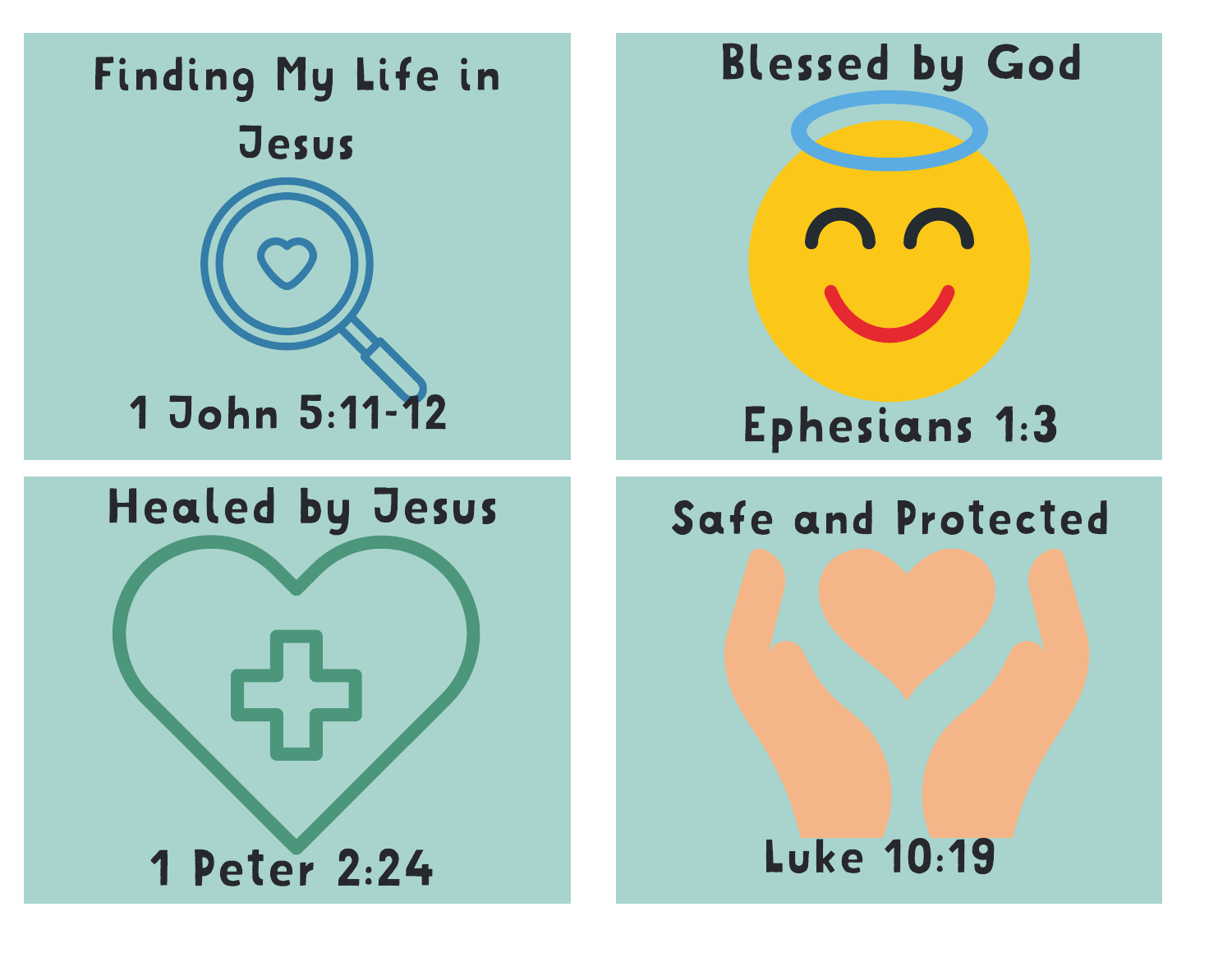## Finding My Life in Jesus

1 John 5:11-12

## Blessed by God

Ephesians 1:3

## Healed by Jesus

1 Peter 2:24

## Safe and Protected

Luke 10:19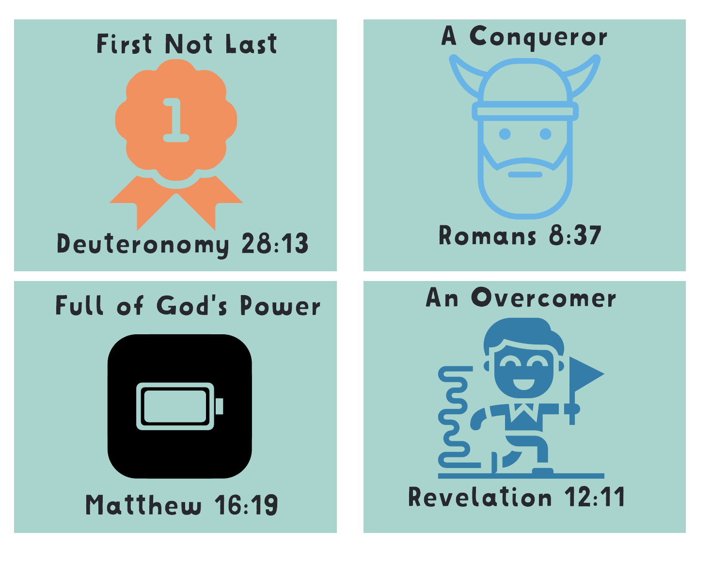**First Not Last**

Deuteronomy 28:13

**A Conqueror**

Romans 8:37

**Full of God's Power**

Matthew 16:19

**An Overcomer**

Revelation 12:11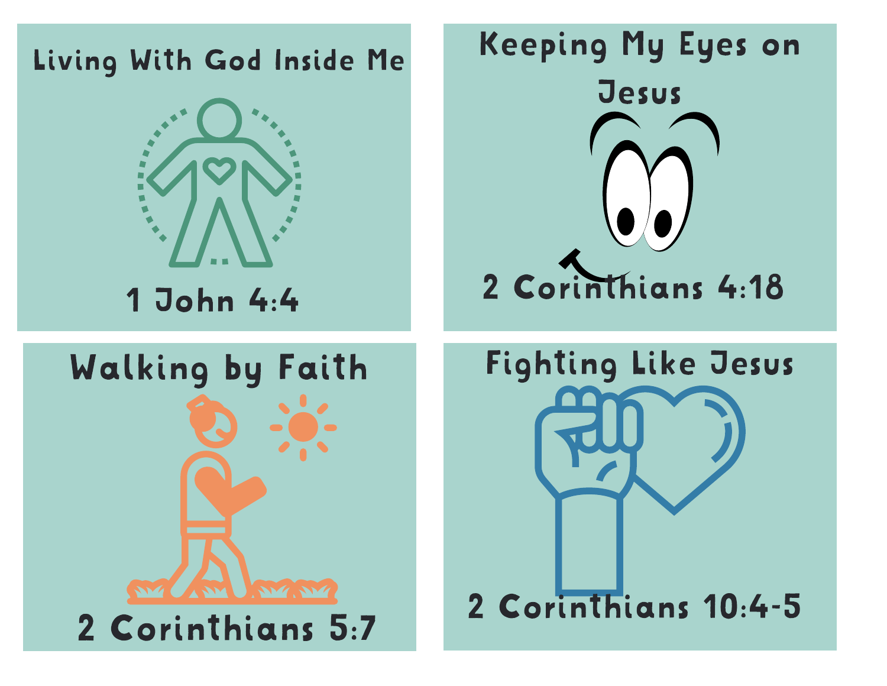## Living With God Inside Me

1 John 4:4

## Keeping My Eyes on Jesus

2 Corinthians 4:18

## Walking by Faith

2 Corinthians 5:7

## Fighting Like Jesus

2 Corinthians 10:4-5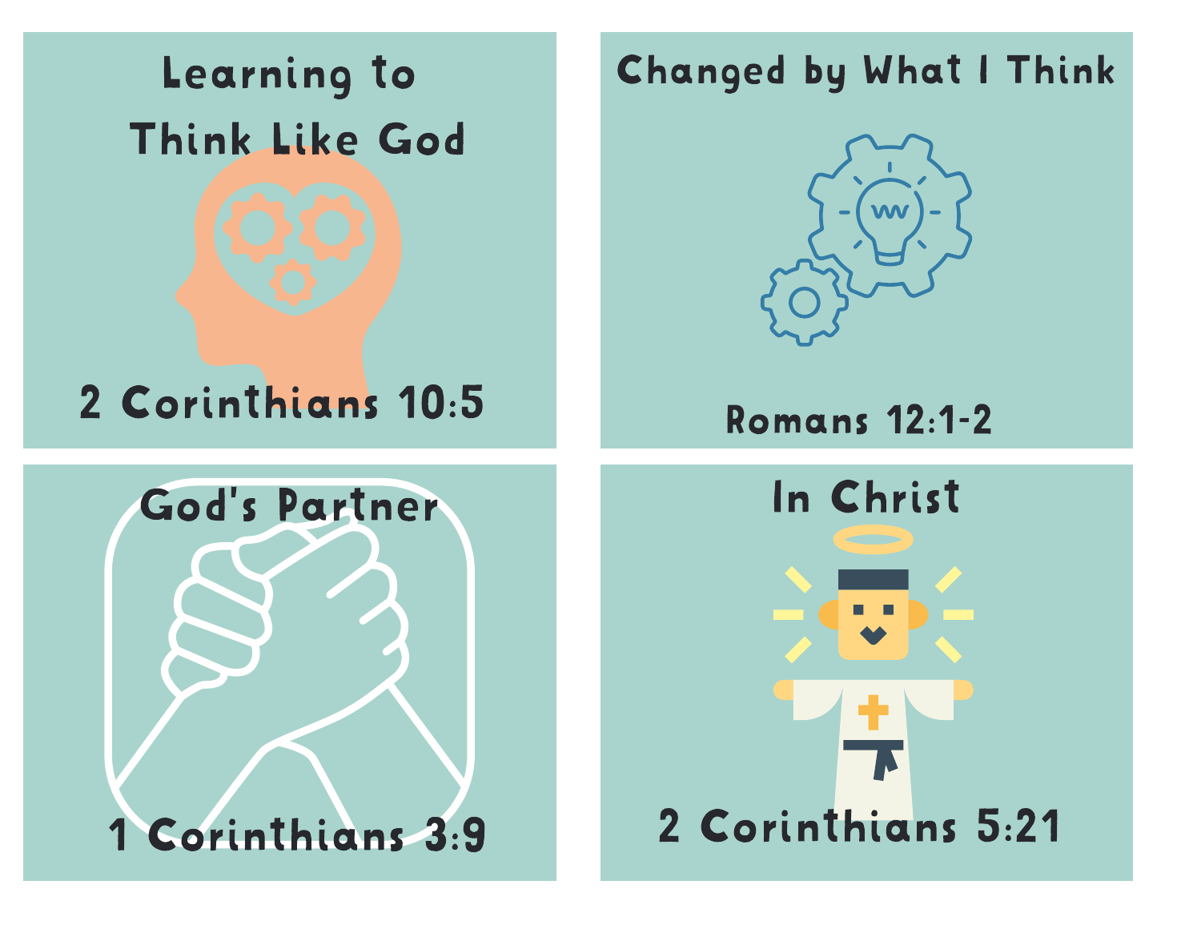## Learning to Think Like God

2 Corinthians 10:5

## Changed by What I Think

Romans 12:1-2

## God's Partner

1 Corinthians 3:9

## In Christ

2 Corinthians 5:21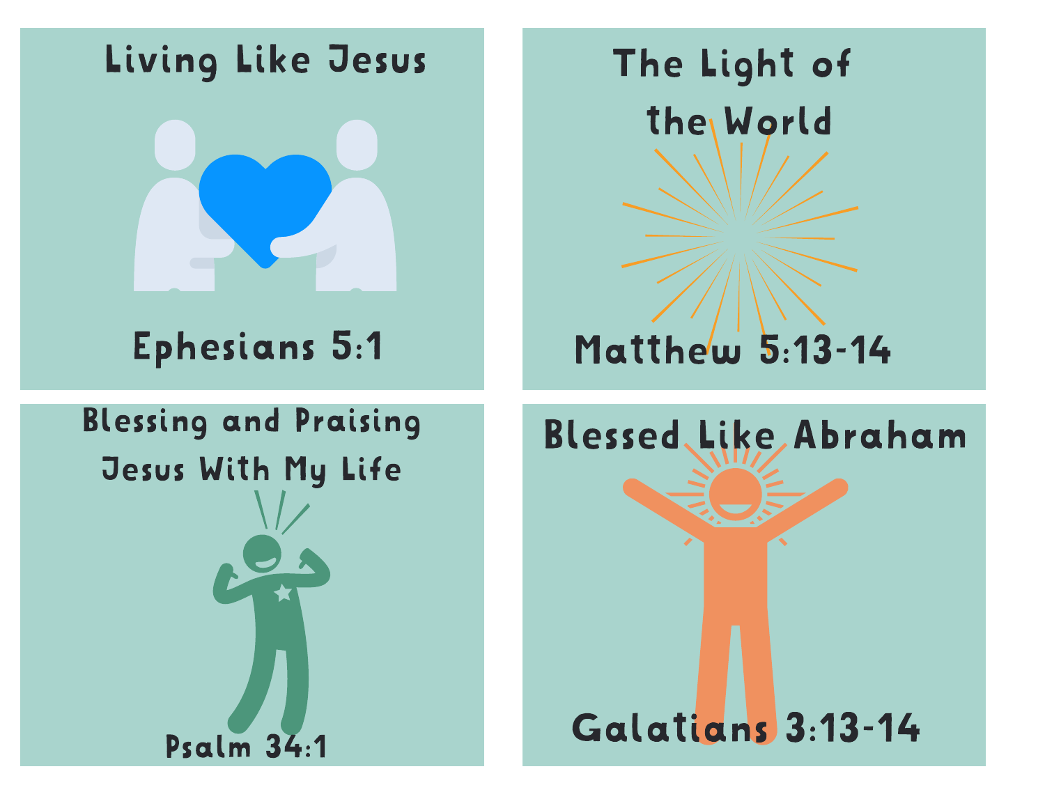Living Like Jesus

Ephesians 5:1

The Light of the World

Matthew 5:13-14

Blessing and Praising Jesus With My Life

Psalm 34:1

Blessed Like Abraham

Galatians 3:13-14